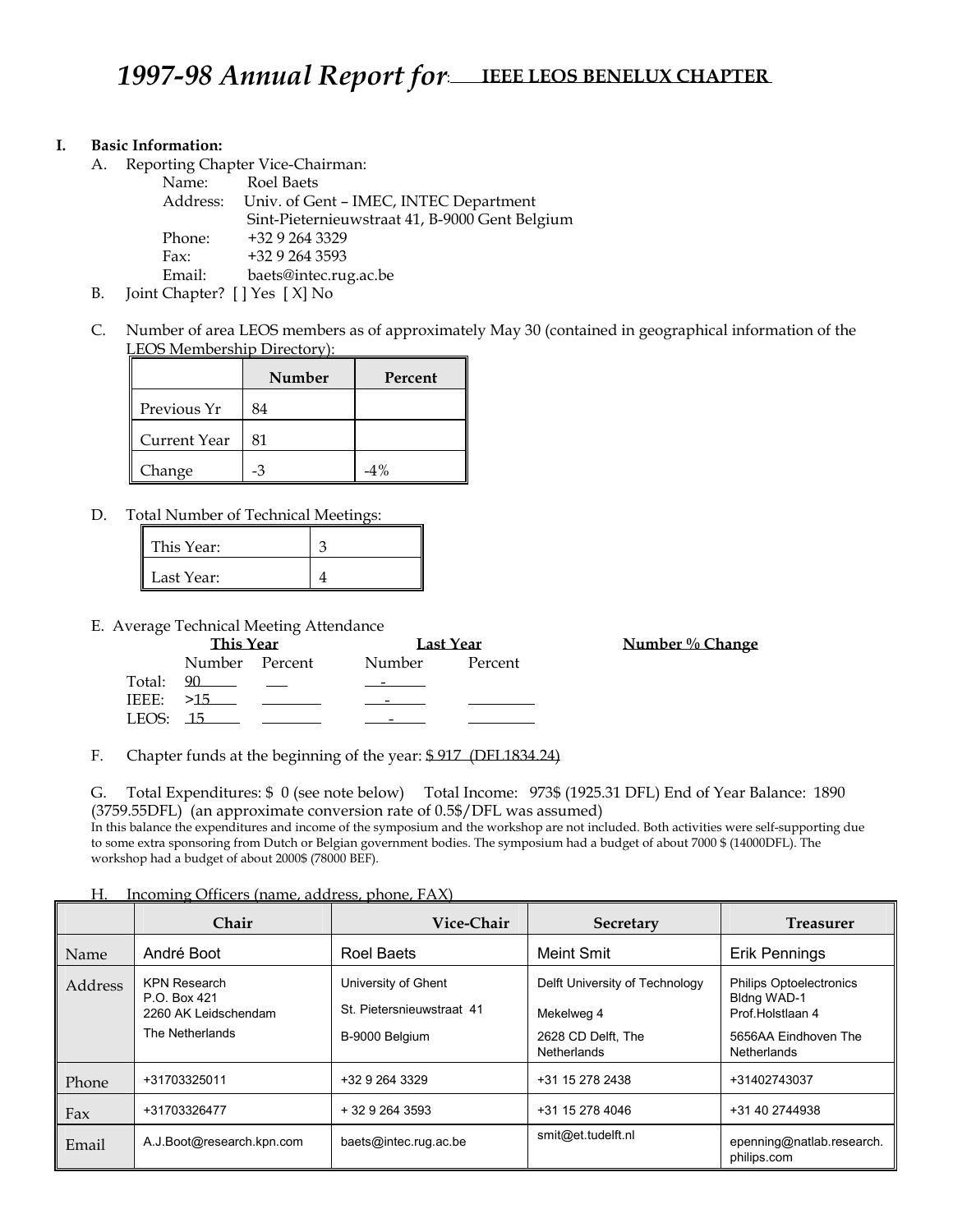# 1997-98 Annual Report for: IEEE LEOS BENELUX CHAPTER

**I. Basic Information:**

A. Reporting Chapter Vice-Chairman:

Name: Roel Baets
Address: Univ. of Gent – IMEC, INTEC Department
Sint-Pieternieuwstraat 41, B-9000 Gent Belgium
Phone: +32 9 264 3329
Fax: +32 9 264 3593
Email: baets@intec.rug.ac.be

B. Joint Chapter? [ ] Yes [ X] No

C. Number of area LEOS members as of approximately May 30 (contained in geographical information of the LEOS Membership Directory):

| | Number | Percent |
|---|---|---|
| Previous Yr | 84 | |
| Current Year | 81 | |
| Change | -3 | -4% |

D. Total Number of Technical Meetings:

| | |
|---|---|
| This Year: | 3 |
| Last Year: | 4 |

E. Average Technical Meeting Attendance

| | This Year Number | This Year Percent | Last Year Number | Last Year Percent | Number % Change |
|---|---|---|---|---|---|
| Total: | 90 | | - | | |
| IEEE: | >15 | | - | | |
| LEOS: | 15 | | - | | |

F. Chapter funds at the beginning of the year: $ 917 (DFL1834.24)

G. Total Expenditures: $ 0 (see note below) Total Income: 973$ (1925.31 DFL) End of Year Balance: 1890 (3759.55DFL) (an approximate conversion rate of 0.5$/DFL was assumed)

In this balance the expenditures and income of the symposium and the workshop are not included. Both activities were self-supporting due to some extra sponsoring from Dutch or Belgian government bodies. The symposium had a budget of about 7000 $ (14000DFL). The workshop had a budget of about 2000$ (78000 BEF).

H. Incoming Officers (name, address, phone, FAX)

| | Chair | Vice-Chair | Secretary | Treasurer |
|---|---|---|---|---|
| Name | André Boot | Roel Baets | Meint Smit | Erik Pennings |
| Address | KPN Research<br>P.O. Box 421<br>2260 AK Leidschendam<br>The Netherlands | University of Ghent<br>St. Pietersnieuwstraat 41<br>B-9000 Belgium | Delft University of Technology<br>Mekelweg 4<br>2628 CD Delft, The Netherlands | Philips Optoelectronics<br>Bldng WAD-1<br>Prof.Holstlaan 4<br>5656AA Eindhoven The Netherlands |
| Phone | +31703325011 | +32 9 264 3329 | +31 15 278 2438 | +31402743037 |
| Fax | +31703326477 | + 32 9 264 3593 | +31 15 278 4046 | +31 40 2744938 |
| Email | A.J.Boot@research.kpn.com | baets@intec.rug.ac.be | smit@et.tudelft.nl | epenning@natlab.research.philips.com |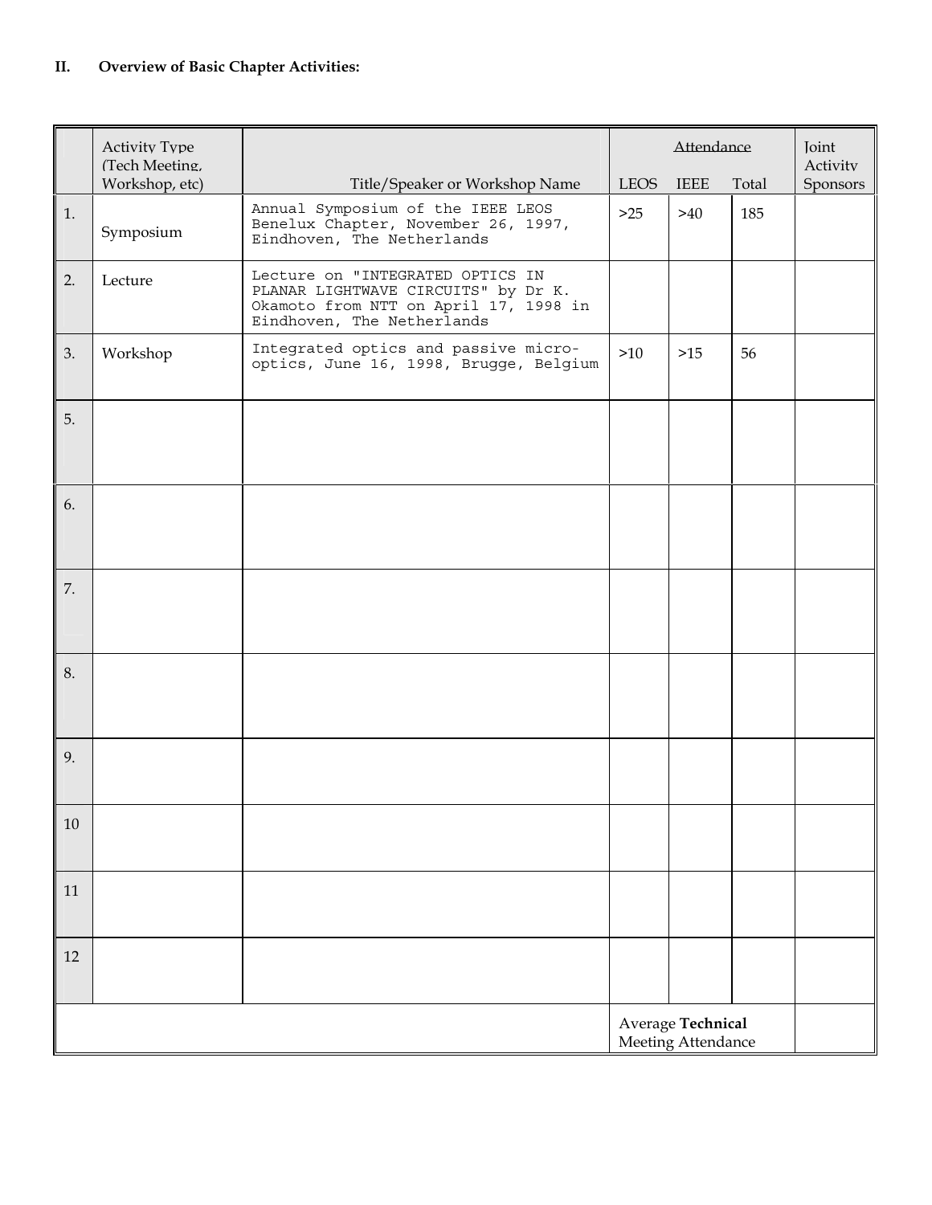## II. Overview of Basic Chapter Activities:

| | Activity Type (Tech Meeting, Workshop, etc) | Title/Speaker or Workshop Name | Attendance | | | Joint Activity Sponsors |
|---|---|---|---|---|---|---|
| | | | LEOS | IEEE | Total | |
| 1. | Symposium | Annual Symposium of the IEEE LEOS Benelux Chapter, November 26, 1997, Eindhoven, The Netherlands | >25 | >40 | 185 | |
| 2. | Lecture | Lecture on "INTEGRATED OPTICS IN PLANAR LIGHTWAVE CIRCUITS" by Dr K. Okamoto from NTT on April 17, 1998 in Eindhoven, The Netherlands | | | | |
| 3. | Workshop | Integrated optics and passive micro-optics, June 16, 1998, Brugge, Belgium | >10 | >15 | 56 | |
| 5. | | | | | | |
| 6. | | | | | | |
| 7. | | | | | | |
| 8. | | | | | | |
| 9. | | | | | | |
| 10 | | | | | | |
| 11 | | | | | | |
| 12 | | | | | | |
| | | | Average **Technical** Meeting Attendance | | | |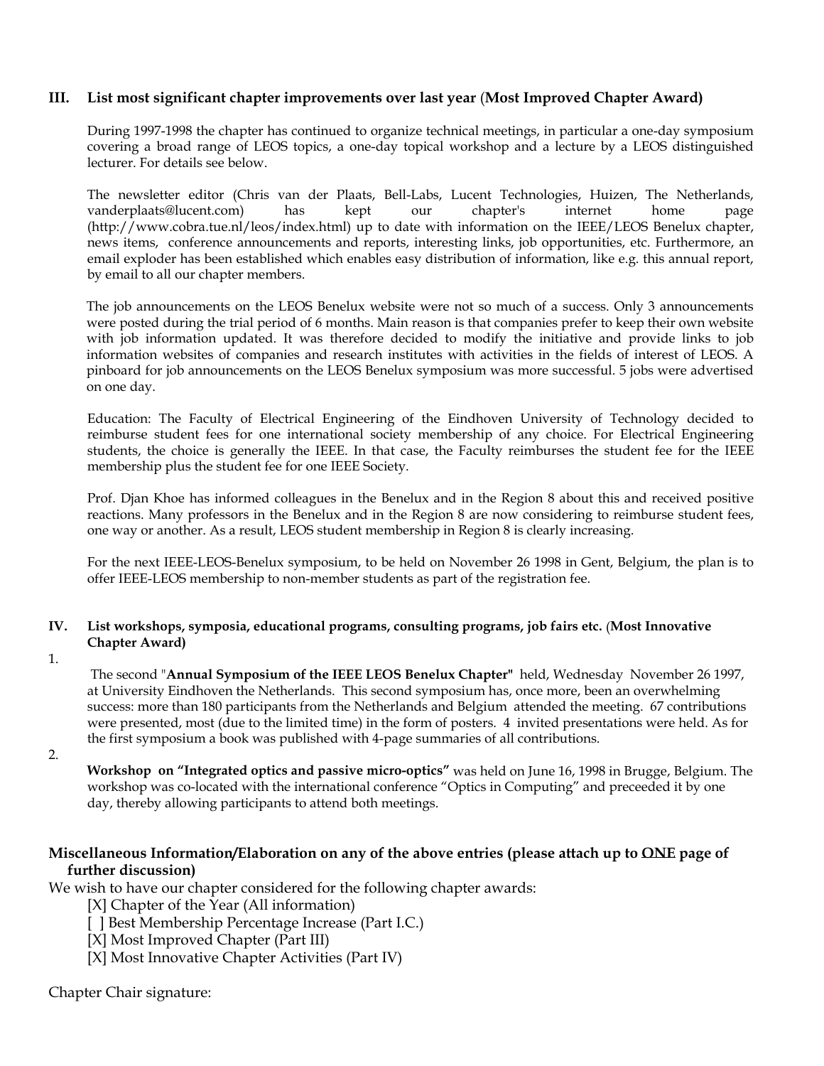## III. List most significant chapter improvements over last year (**Most Improved Chapter Award)**

During 1997-1998 the chapter has continued to organize technical meetings, in particular a one-day symposium covering a broad range of LEOS topics, a one-day topical workshop and a lecture by a LEOS distinguished lecturer. For details see below.

The newsletter editor (Chris van der Plaats, Bell-Labs, Lucent Technologies, Huizen, The Netherlands, vanderplaats@lucent.com) has kept our chapter's internet home page (http://www.cobra.tue.nl/leos/index.html) up to date with information on the IEEE/LEOS Benelux chapter, news items, conference announcements and reports, interesting links, job opportunities, etc. Furthermore, an email exploder has been established which enables easy distribution of information, like e.g. this annual report, by email to all our chapter members.

The job announcements on the LEOS Benelux website were not so much of a success. Only 3 announcements were posted during the trial period of 6 months. Main reason is that companies prefer to keep their own website with job information updated. It was therefore decided to modify the initiative and provide links to job information websites of companies and research institutes with activities in the fields of interest of LEOS. A pinboard for job announcements on the LEOS Benelux symposium was more successful. 5 jobs were advertised on one day.

Education: The Faculty of Electrical Engineering of the Eindhoven University of Technology decided to reimburse student fees for one international society membership of any choice. For Electrical Engineering students, the choice is generally the IEEE. In that case, the Faculty reimburses the student fee for the IEEE membership plus the student fee for one IEEE Society.

Prof. Djan Khoe has informed colleagues in the Benelux and in the Region 8 about this and received positive reactions. Many professors in the Benelux and in the Region 8 are now considering to reimburse student fees, one way or another. As a result, LEOS student membership in Region 8 is clearly increasing.

For the next IEEE-LEOS-Benelux symposium, to be held on November 26 1998 in Gent, Belgium, the plan is to offer IEEE-LEOS membership to non-member students as part of the registration fee.

## IV. List workshops, symposia, educational programs, consulting programs, job fairs etc. (**Most Innovative Chapter Award)**

1. The second "**Annual Symposium of the IEEE LEOS Benelux Chapter"** held, Wednesday November 26 1997, at University Eindhoven the Netherlands. This second symposium has, once more, been an overwhelming success: more than 180 participants from the Netherlands and Belgium attended the meeting. 67 contributions were presented, most (due to the limited time) in the form of posters. 4 invited presentations were held. As for the first symposium a book was published with 4-page summaries of all contributions.

2. **Workshop on "Integrated optics and passive micro-optics"** was held on June 16, 1998 in Brugge, Belgium. The workshop was co-located with the international conference "Optics in Computing" and preceeded it by one day, thereby allowing participants to attend both meetings.

### Miscellaneous Information/Elaboration on any of the above entries (please attach up to <u>ONE</u> page of further discussion)

We wish to have our chapter considered for the following chapter awards:

[X] Chapter of the Year (All information)
[ ] Best Membership Percentage Increase (Part I.C.)
[X] Most Improved Chapter (Part III)
[X] Most Innovative Chapter Activities (Part IV)

Chapter Chair signature: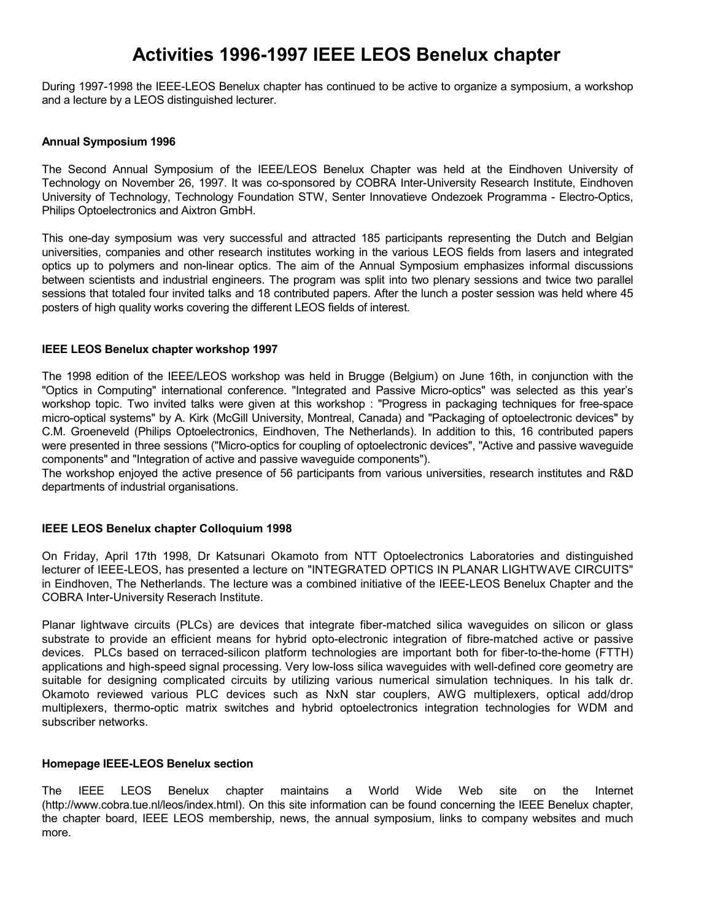# Activities 1996-1997 IEEE LEOS Benelux chapter

During 1997-1998 the IEEE-LEOS Benelux chapter has continued to be active to organize a symposium, a workshop and a lecture by a LEOS distinguished lecturer.

### Annual Symposium 1996

The Second Annual Symposium of the IEEE/LEOS Benelux Chapter was held at the Eindhoven University of Technology on November 26, 1997. It was co-sponsored by COBRA Inter-University Research Institute, Eindhoven University of Technology, Technology Foundation STW, Senter Innovatieve Ondezoek Programma - Electro-Optics, Philips Optoelectronics and Aixtron GmbH.

This one-day symposium was very successful and attracted 185 participants representing the Dutch and Belgian universities, companies and other research institutes working in the various LEOS fields from lasers and integrated optics up to polymers and non-linear optics. The aim of the Annual Symposium emphasizes informal discussions between scientists and industrial engineers. The program was split into two plenary sessions and twice two parallel sessions that totaled four invited talks and 18 contributed papers. After the lunch a poster session was held where 45 posters of high quality works covering the different LEOS fields of interest.

### IEEE LEOS Benelux chapter workshop 1997

The 1998 edition of the IEEE/LEOS workshop was held in Brugge (Belgium) on June 16th, in conjunction with the "Optics in Computing" international conference. "Integrated and Passive Micro-optics" was selected as this year's workshop topic. Two invited talks were given at this workshop : "Progress in packaging techniques for free-space micro-optical systems" by A. Kirk (McGill University, Montreal, Canada) and "Packaging of optoelectronic devices" by C.M. Groeneveld (Philips Optoelectronics, Eindhoven, The Netherlands). In addition to this, 16 contributed papers were presented in three sessions ("Micro-optics for coupling of optoelectronic devices", "Active and passive waveguide components" and "Integration of active and passive waveguide components").
The workshop enjoyed the active presence of 56 participants from various universities, research institutes and R&D departments of industrial organisations.

### IEEE LEOS Benelux chapter Colloquium 1998

On Friday, April 17th 1998, Dr Katsunari Okamoto from NTT Optoelectronics Laboratories and distinguished lecturer of IEEE-LEOS, has presented a lecture on "INTEGRATED OPTICS IN PLANAR LIGHTWAVE CIRCUITS" in Eindhoven, The Netherlands. The lecture was a combined initiative of the IEEE-LEOS Benelux Chapter and the COBRA Inter-University Reserach Institute.

Planar lightwave circuits (PLCs) are devices that integrate fiber-matched silica waveguides on silicon or glass substrate to provide an efficient means for hybrid opto-electronic integration of fibre-matched active or passive devices. PLCs based on terraced-silicon platform technologies are important both for fiber-to-the-home (FTTH) applications and high-speed signal processing. Very low-loss silica waveguides with well-defined core geometry are suitable for designing complicated circuits by utilizing various numerical simulation techniques. In his talk dr. Okamoto reviewed various PLC devices such as NxN star couplers, AWG multiplexers, optical add/drop multiplexers, thermo-optic matrix switches and hybrid optoelectronics integration technologies for WDM and subscriber networks.

### Homepage IEEE-LEOS Benelux section

The IEEE LEOS Benelux chapter maintains a World Wide Web site on the Internet (http://www.cobra.tue.nl/leos/index.html). On this site information can be found concerning the IEEE Benelux chapter, the chapter board, IEEE LEOS membership, news, the annual symposium, links to company websites and much more.